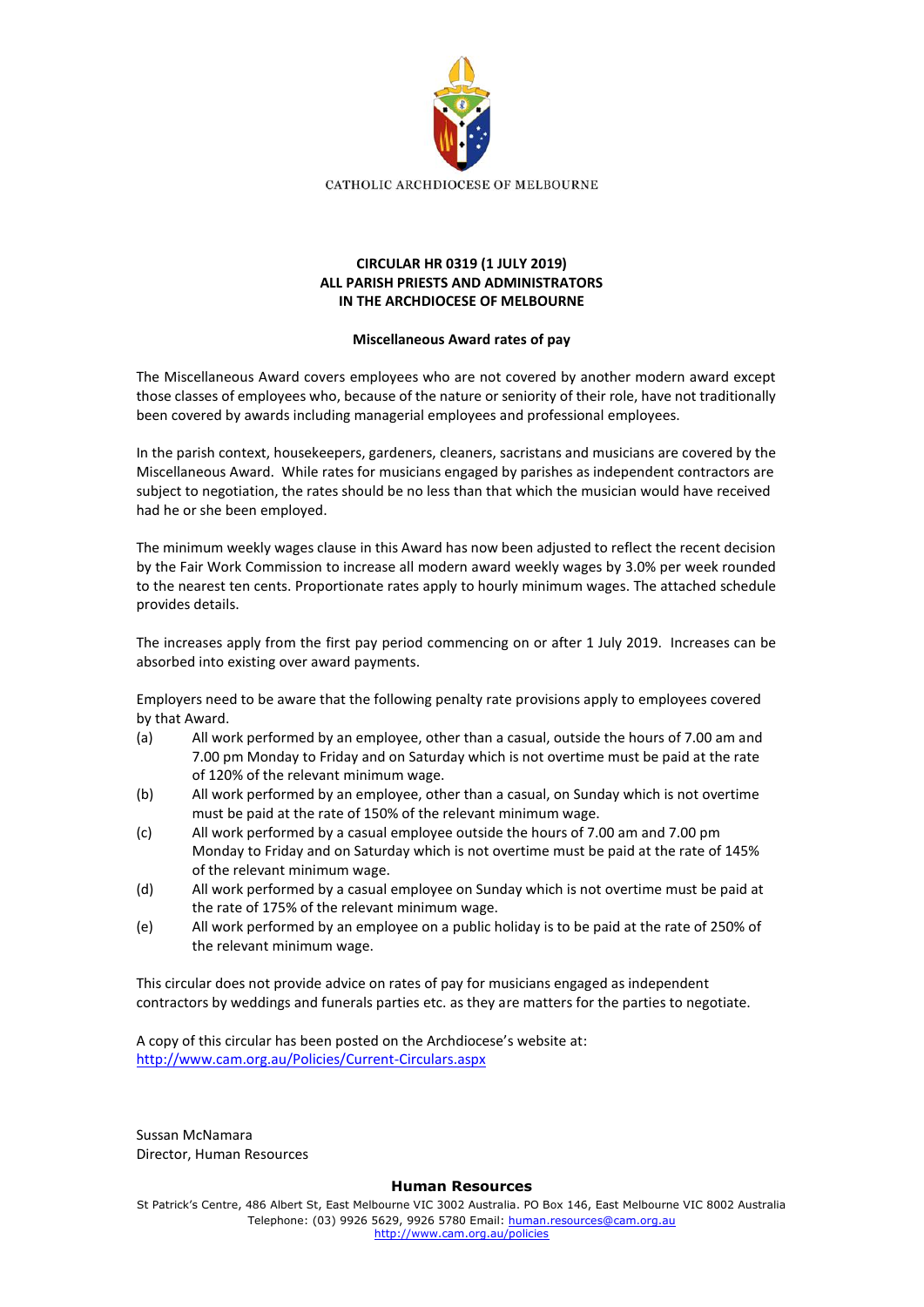CATHOLIC ARCHDIOCESE OF MELBOURNE

**CIRCULAR HR 0319 (1 JULY 2019)**
**ALL PARISH PRIESTS AND ADMINISTRATORS**
**IN THE ARCHDIOCESE OF MELBOURNE**

**Miscellaneous Award rates of pay**

The Miscellaneous Award covers employees who are not covered by another modern award except those classes of employees who, because of the nature or seniority of their role, have not traditionally been covered by awards including managerial employees and professional employees.

In the parish context, housekeepers, gardeners, cleaners, sacristans and musicians are covered by the Miscellaneous Award. While rates for musicians engaged by parishes as independent contractors are subject to negotiation, the rates should be no less than that which the musician would have received had he or she been employed.

The minimum weekly wages clause in this Award has now been adjusted to reflect the recent decision by the Fair Work Commission to increase all modern award weekly wages by 3.0% per week rounded to the nearest ten cents. Proportionate rates apply to hourly minimum wages. The attached schedule provides details.

The increases apply from the first pay period commencing on or after 1 July 2019. Increases can be absorbed into existing over award payments.

Employers need to be aware that the following penalty rate provisions apply to employees covered by that Award.

(a) All work performed by an employee, other than a casual, outside the hours of 7.00 am and 7.00 pm Monday to Friday and on Saturday which is not overtime must be paid at the rate of 120% of the relevant minimum wage.

(b) All work performed by an employee, other than a casual, on Sunday which is not overtime must be paid at the rate of 150% of the relevant minimum wage.

(c) All work performed by a casual employee outside the hours of 7.00 am and 7.00 pm Monday to Friday and on Saturday which is not overtime must be paid at the rate of 145% of the relevant minimum wage.

(d) All work performed by a casual employee on Sunday which is not overtime must be paid at the rate of 175% of the relevant minimum wage.

(e) All work performed by an employee on a public holiday is to be paid at the rate of 250% of the relevant minimum wage.

This circular does not provide advice on rates of pay for musicians engaged as independent contractors by weddings and funerals parties etc. as they are matters for the parties to negotiate.

A copy of this circular has been posted on the Archdiocese's website at:
http://www.cam.org.au/Policies/Current-Circulars.aspx

Sussan McNamara
Director, Human Resources

**Human Resources**
St Patrick's Centre, 486 Albert St, East Melbourne VIC 3002 Australia. PO Box 146, East Melbourne VIC 8002 Australia
Telephone: (03) 9926 5629, 9926 5780 Email: human.resources@cam.org.au
http://www.cam.org.au/policies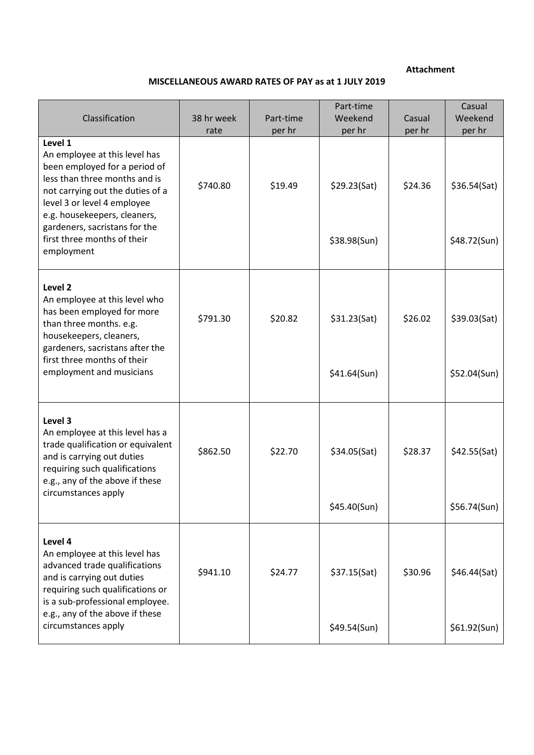**Attachment**

**MISCELLANEOUS AWARD RATES OF PAY as at 1 JULY 2019**

| Classification | 38 hr week rate | Part-time per hr | Part-time Weekend per hr | Casual per hr | Casual Weekend per hr |
|---|---|---|---|---|---|
| **Level 1**<br>An employee at this level has been employed for a period of less than three months and is not carrying out the duties of a level 3 or level 4 employee e.g. housekeepers, cleaners, gardeners, sacristans for the first three months of their employment | $740.80 | $19.49 | $29.23(Sat)<br>$38.98(Sun) | $24.36 | $36.54(Sat)<br>$48.72(Sun) |
| **Level 2**<br>An employee at this level who has been employed for more than three months. e.g. housekeepers, cleaners, gardeners, sacristans after the first three months of their employment and musicians | $791.30 | $20.82 | $31.23(Sat)<br>$41.64(Sun) | $26.02 | $39.03(Sat)<br>$52.04(Sun) |
| **Level 3**<br>An employee at this level has a trade qualification or equivalent and is carrying out duties requiring such qualifications e.g., any of the above if these circumstances apply | $862.50 | $22.70 | $34.05(Sat)<br>$45.40(Sun) | $28.37 | $42.55(Sat)<br>$56.74(Sun) |
| **Level 4**<br>An employee at this level has advanced trade qualifications and is carrying out duties requiring such qualifications or is a sub-professional employee. e.g., any of the above if these circumstances apply | $941.10 | $24.77 | $37.15(Sat)<br>$49.54(Sun) | $30.96 | $46.44(Sat)<br>$61.92(Sun) |